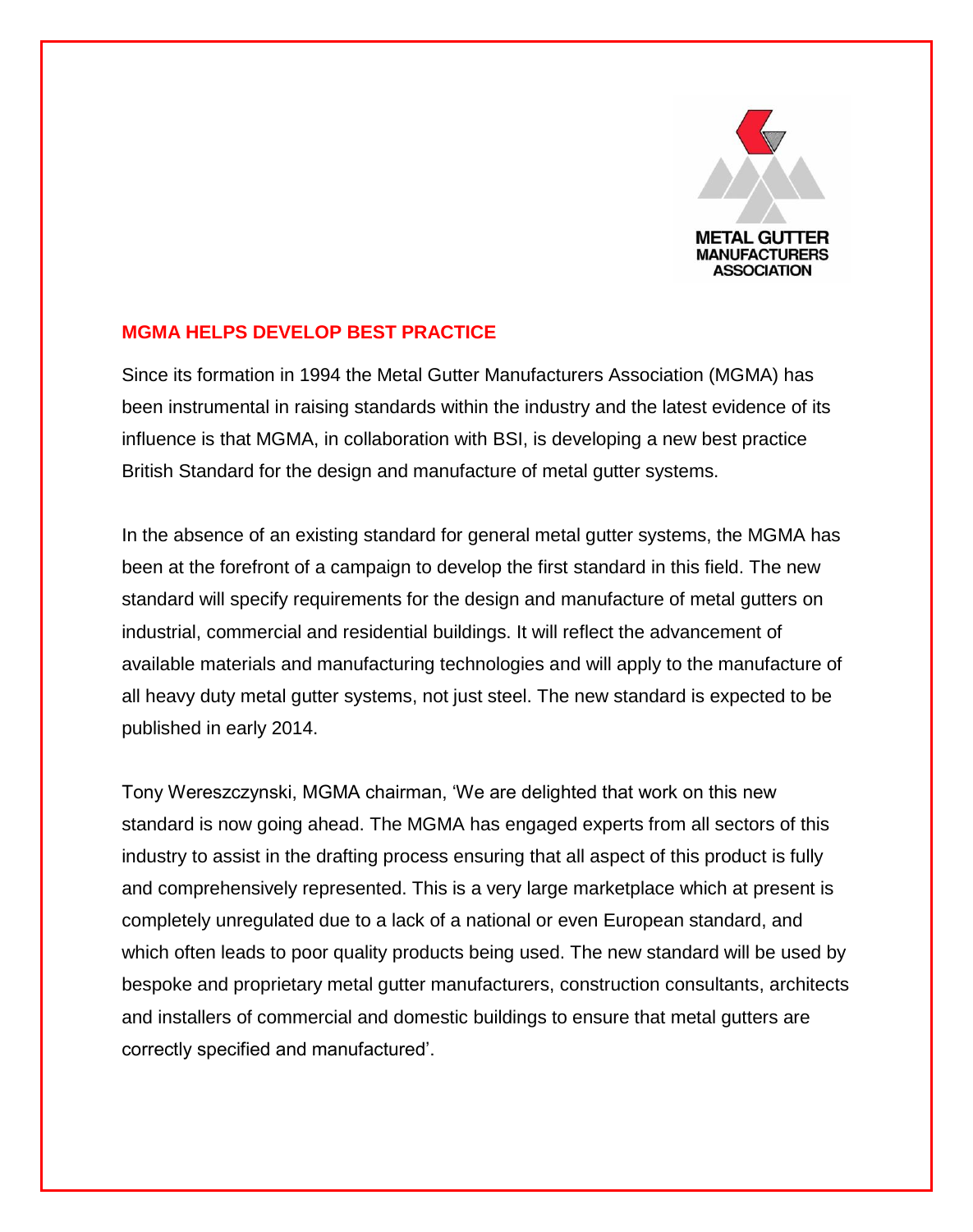METAL GUTTER MANUFACTURERS ASSOCIATION

## MGMA HELPS DEVELOP BEST PRACTICE

Since its formation in 1994 the Metal Gutter Manufacturers Association (MGMA) has been instrumental in raising standards within the industry and the latest evidence of its influence is that MGMA, in collaboration with BSI, is developing a new best practice British Standard for the design and manufacture of metal gutter systems.

In the absence of an existing standard for general metal gutter systems, the MGMA has been at the forefront of a campaign to develop the first standard in this field. The new standard will specify requirements for the design and manufacture of metal gutters on industrial, commercial and residential buildings. It will reflect the advancement of available materials and manufacturing technologies and will apply to the manufacture of all heavy duty metal gutter systems, not just steel. The new standard is expected to be published in early 2014.

Tony Wereszczynski, MGMA chairman, 'We are delighted that work on this new standard is now going ahead. The MGMA has engaged experts from all sectors of this industry to assist in the drafting process ensuring that all aspect of this product is fully and comprehensively represented. This is a very large marketplace which at present is completely unregulated due to a lack of a national or even European standard, and which often leads to poor quality products being used. The new standard will be used by bespoke and proprietary metal gutter manufacturers, construction consultants, architects and installers of commercial and domestic buildings to ensure that metal gutters are correctly specified and manufactured'.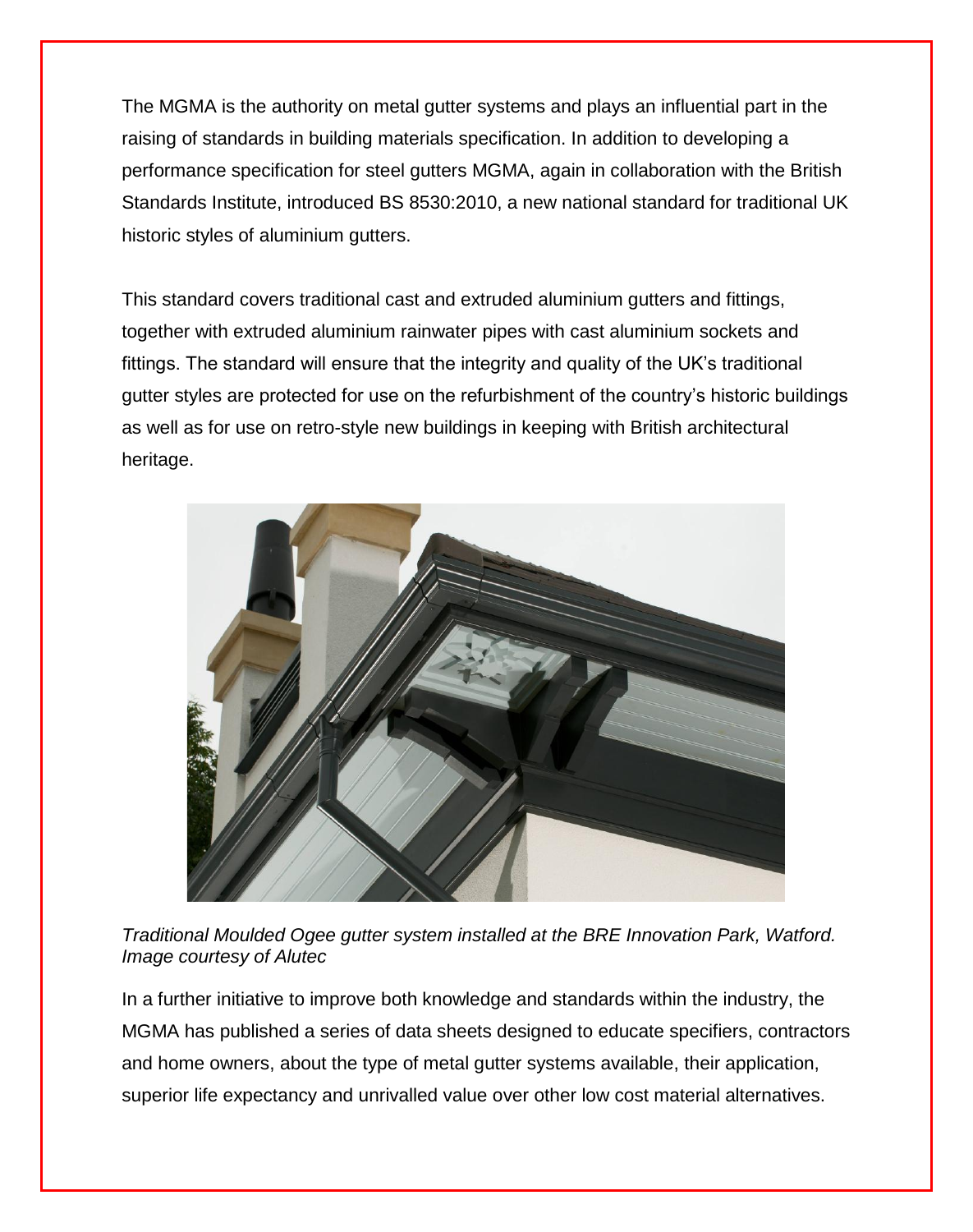The MGMA is the authority on metal gutter systems and plays an influential part in the raising of standards in building materials specification. In addition to developing a performance specification for steel gutters MGMA, again in collaboration with the British Standards Institute, introduced BS 8530:2010, a new national standard for traditional UK historic styles of aluminium gutters.

This standard covers traditional cast and extruded aluminium gutters and fittings, together with extruded aluminium rainwater pipes with cast aluminium sockets and fittings. The standard will ensure that the integrity and quality of the UK's traditional gutter styles are protected for use on the refurbishment of the country's historic buildings as well as for use on retro-style new buildings in keeping with British architectural heritage.

*Traditional Moulded Ogee gutter system installed at the BRE Innovation Park, Watford. Image courtesy of Alutec*

In a further initiative to improve both knowledge and standards within the industry, the MGMA has published a series of data sheets designed to educate specifiers, contractors and home owners, about the type of metal gutter systems available, their application, superior life expectancy and unrivalled value over other low cost material alternatives.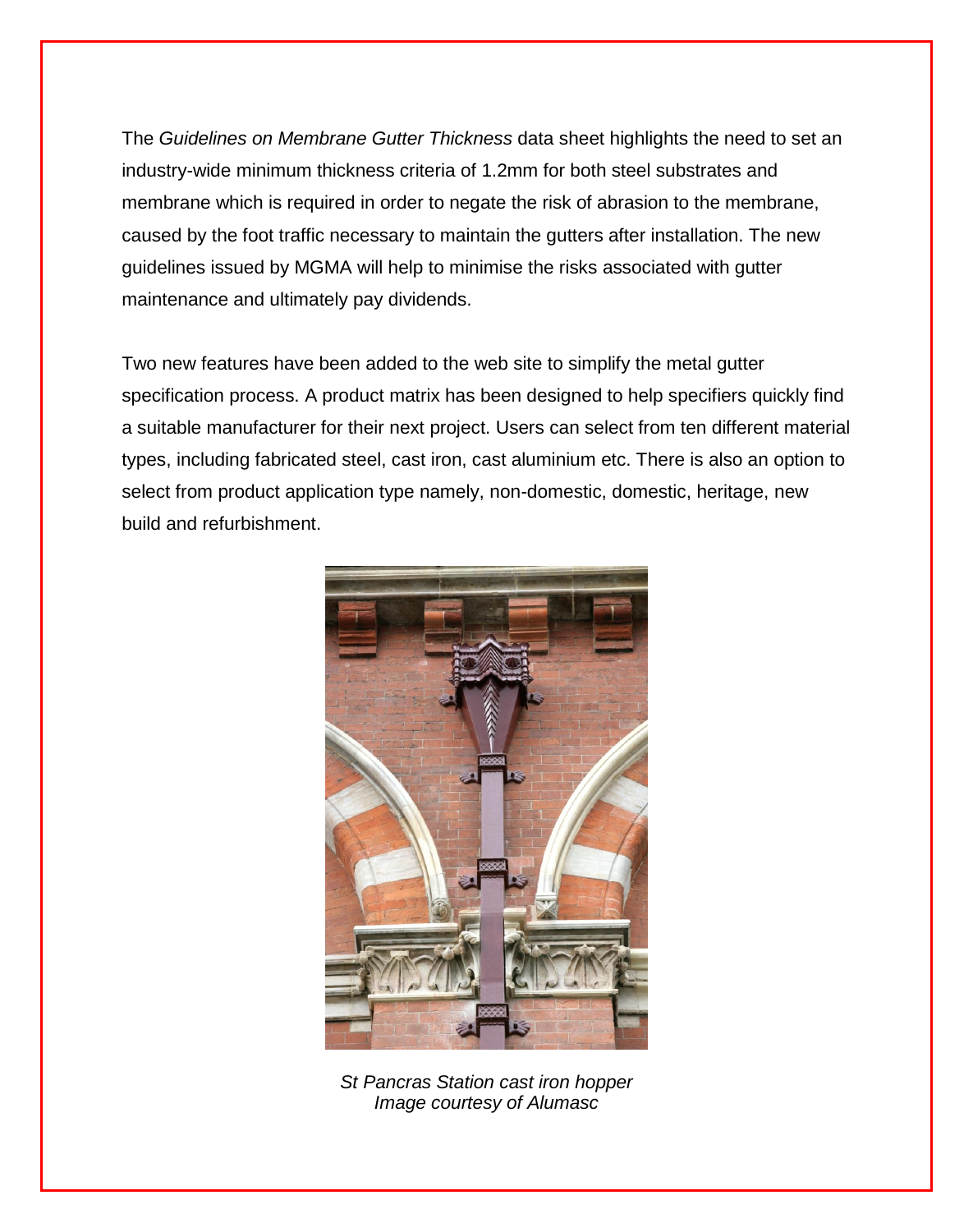The *Guidelines on Membrane Gutter Thickness* data sheet highlights the need to set an industry-wide minimum thickness criteria of 1.2mm for both steel substrates and membrane which is required in order to negate the risk of abrasion to the membrane, caused by the foot traffic necessary to maintain the gutters after installation. The new guidelines issued by MGMA will help to minimise the risks associated with gutter maintenance and ultimately pay dividends.

Two new features have been added to the web site to simplify the metal gutter specification process. A product matrix has been designed to help specifiers quickly find a suitable manufacturer for their next project. Users can select from ten different material types, including fabricated steel, cast iron, cast aluminium etc. There is also an option to select from product application type namely, non-domestic, domestic, heritage, new build and refurbishment.

*St Pancras Station cast iron hopper*
*Image courtesy of Alumasc*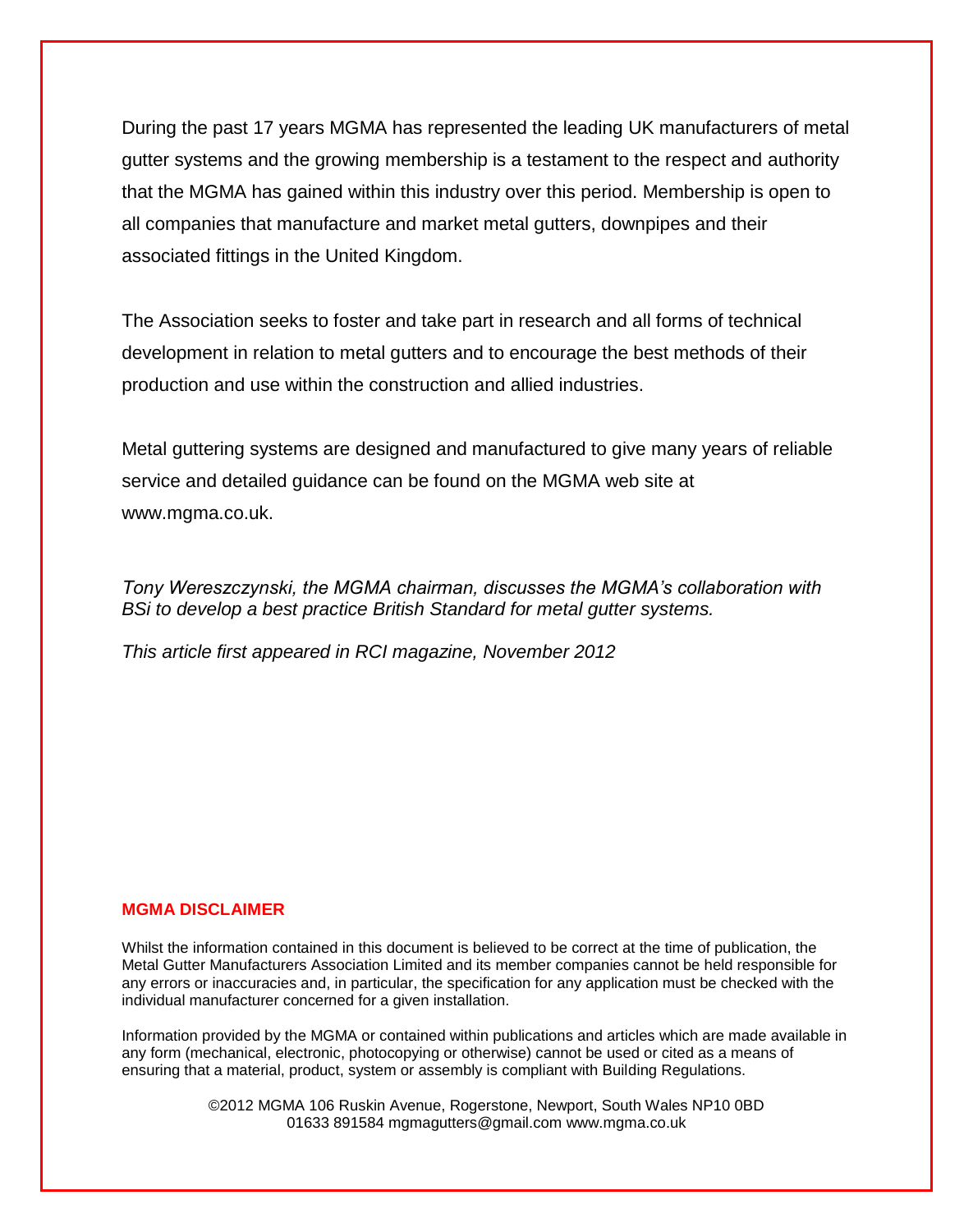During the past 17 years MGMA has represented the leading UK manufacturers of metal gutter systems and the growing membership is a testament to the respect and authority that the MGMA has gained within this industry over this period. Membership is open to all companies that manufacture and market metal gutters, downpipes and their associated fittings in the United Kingdom.

The Association seeks to foster and take part in research and all forms of technical development in relation to metal gutters and to encourage the best methods of their production and use within the construction and allied industries.

Metal guttering systems are designed and manufactured to give many years of reliable service and detailed guidance can be found on the MGMA web site at www.mgma.co.uk.

*Tony Wereszczynski, the MGMA chairman, discusses the MGMA's collaboration with BSi to develop a best practice British Standard for metal gutter systems.*

*This article first appeared in RCI magazine, November 2012*

**MGMA DISCLAIMER**

Whilst the information contained in this document is believed to be correct at the time of publication, the Metal Gutter Manufacturers Association Limited and its member companies cannot be held responsible for any errors or inaccuracies and, in particular, the specification for any application must be checked with the individual manufacturer concerned for a given installation.

Information provided by the MGMA or contained within publications and articles which are made available in any form (mechanical, electronic, photocopying or otherwise) cannot be used or cited as a means of ensuring that a material, product, system or assembly is compliant with Building Regulations.

©2012 MGMA 106 Ruskin Avenue, Rogerstone, Newport, South Wales NP10 0BD
01633 891584 mgmagutters@gmail.com www.mgma.co.uk